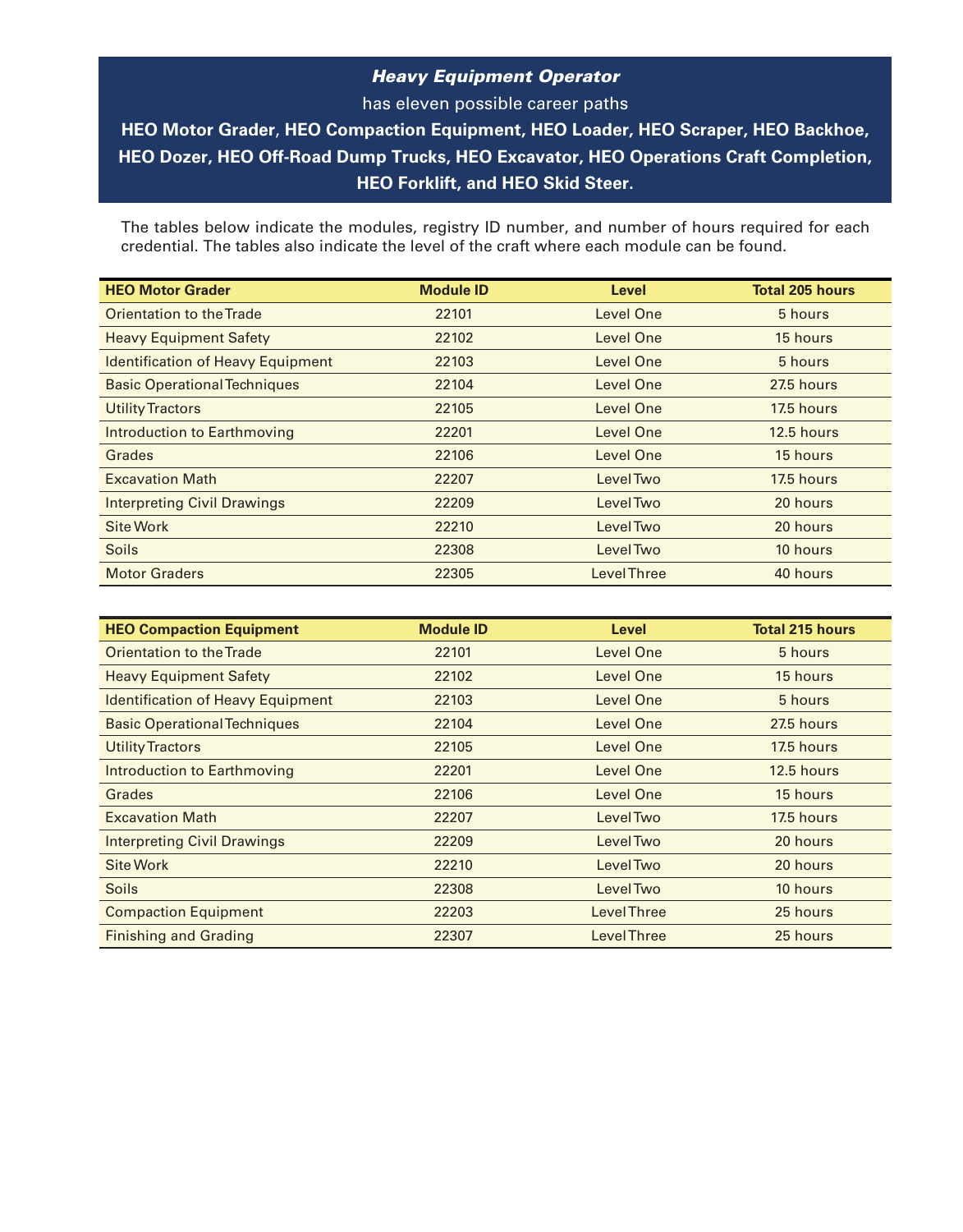## ***Heavy Equipment Operator***

has eleven possible career paths

**HEO Motor Grader, HEO Compaction Equipment, HEO Loader, HEO Scraper, HEO Backhoe, HEO Dozer, HEO Off-Road Dump Trucks, HEO Excavator, HEO Operations Craft Completion, HEO Forklift, and HEO Skid Steer.**

The tables below indicate the modules, registry ID number, and number of hours required for each credential. The tables also indicate the level of the craft where each module can be found.

| HEO Motor Grader | Module ID | Level | Total 205 hours |
|---|---|---|---|
| Orientation to the Trade | 22101 | Level One | 5 hours |
| Heavy Equipment Safety | 22102 | Level One | 15 hours |
| Identification of Heavy Equipment | 22103 | Level One | 5 hours |
| Basic Operational Techniques | 22104 | Level One | 27.5 hours |
| Utility Tractors | 22105 | Level One | 17.5 hours |
| Introduction to Earthmoving | 22201 | Level One | 12.5 hours |
| Grades | 22106 | Level One | 15 hours |
| Excavation Math | 22207 | Level Two | 17.5 hours |
| Interpreting Civil Drawings | 22209 | Level Two | 20 hours |
| Site Work | 22210 | Level Two | 20 hours |
| Soils | 22308 | Level Two | 10 hours |
| Motor Graders | 22305 | Level Three | 40 hours |

| HEO Compaction Equipment | Module ID | Level | Total 215 hours |
|---|---|---|---|
| Orientation to the Trade | 22101 | Level One | 5 hours |
| Heavy Equipment Safety | 22102 | Level One | 15 hours |
| Identification of Heavy Equipment | 22103 | Level One | 5 hours |
| Basic Operational Techniques | 22104 | Level One | 27.5 hours |
| Utility Tractors | 22105 | Level One | 17.5 hours |
| Introduction to Earthmoving | 22201 | Level One | 12.5 hours |
| Grades | 22106 | Level One | 15 hours |
| Excavation Math | 22207 | Level Two | 17.5 hours |
| Interpreting Civil Drawings | 22209 | Level Two | 20 hours |
| Site Work | 22210 | Level Two | 20 hours |
| Soils | 22308 | Level Two | 10 hours |
| Compaction Equipment | 22203 | Level Three | 25 hours |
| Finishing and Grading | 22307 | Level Three | 25 hours |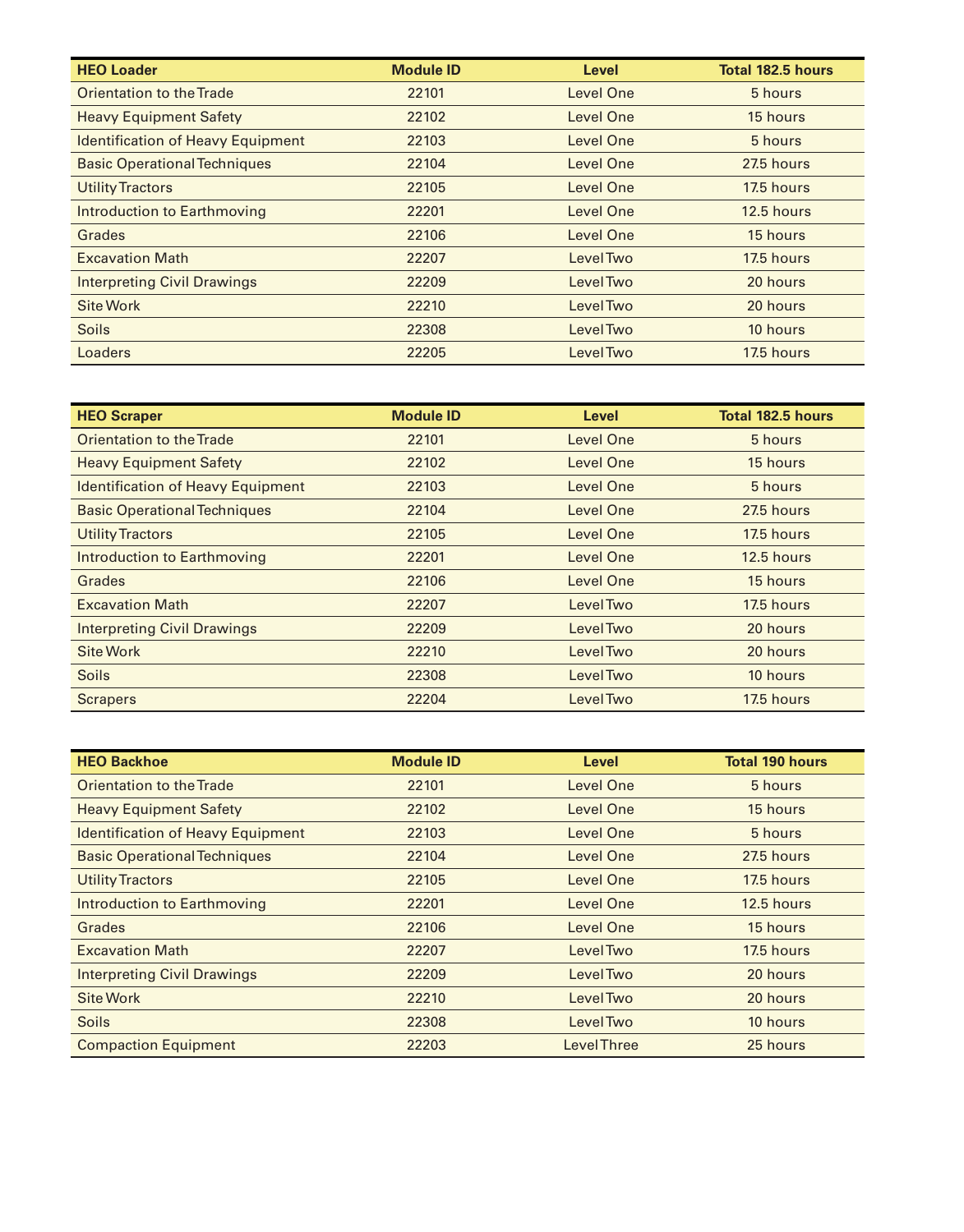| HEO Loader | Module ID | Level | Total 182.5 hours |
|---|---|---|---|
| Orientation to the Trade | 22101 | Level One | 5 hours |
| Heavy Equipment Safety | 22102 | Level One | 15 hours |
| Identification of Heavy Equipment | 22103 | Level One | 5 hours |
| Basic Operational Techniques | 22104 | Level One | 27.5 hours |
| Utility Tractors | 22105 | Level One | 17.5 hours |
| Introduction to Earthmoving | 22201 | Level One | 12.5 hours |
| Grades | 22106 | Level One | 15 hours |
| Excavation Math | 22207 | Level Two | 17.5 hours |
| Interpreting Civil Drawings | 22209 | Level Two | 20 hours |
| Site Work | 22210 | Level Two | 20 hours |
| Soils | 22308 | Level Two | 10 hours |
| Loaders | 22205 | Level Two | 17.5 hours |

| HEO Scraper | Module ID | Level | Total 182.5 hours |
|---|---|---|---|
| Orientation to the Trade | 22101 | Level One | 5 hours |
| Heavy Equipment Safety | 22102 | Level One | 15 hours |
| Identification of Heavy Equipment | 22103 | Level One | 5 hours |
| Basic Operational Techniques | 22104 | Level One | 27.5 hours |
| Utility Tractors | 22105 | Level One | 17.5 hours |
| Introduction to Earthmoving | 22201 | Level One | 12.5 hours |
| Grades | 22106 | Level One | 15 hours |
| Excavation Math | 22207 | Level Two | 17.5 hours |
| Interpreting Civil Drawings | 22209 | Level Two | 20 hours |
| Site Work | 22210 | Level Two | 20 hours |
| Soils | 22308 | Level Two | 10 hours |
| Scrapers | 22204 | Level Two | 17.5 hours |

| HEO Backhoe | Module ID | Level | Total 190 hours |
|---|---|---|---|
| Orientation to the Trade | 22101 | Level One | 5 hours |
| Heavy Equipment Safety | 22102 | Level One | 15 hours |
| Identification of Heavy Equipment | 22103 | Level One | 5 hours |
| Basic Operational Techniques | 22104 | Level One | 27.5 hours |
| Utility Tractors | 22105 | Level One | 17.5 hours |
| Introduction to Earthmoving | 22201 | Level One | 12.5 hours |
| Grades | 22106 | Level One | 15 hours |
| Excavation Math | 22207 | Level Two | 17.5 hours |
| Interpreting Civil Drawings | 22209 | Level Two | 20 hours |
| Site Work | 22210 | Level Two | 20 hours |
| Soils | 22308 | Level Two | 10 hours |
| Compaction Equipment | 22203 | Level Three | 25 hours |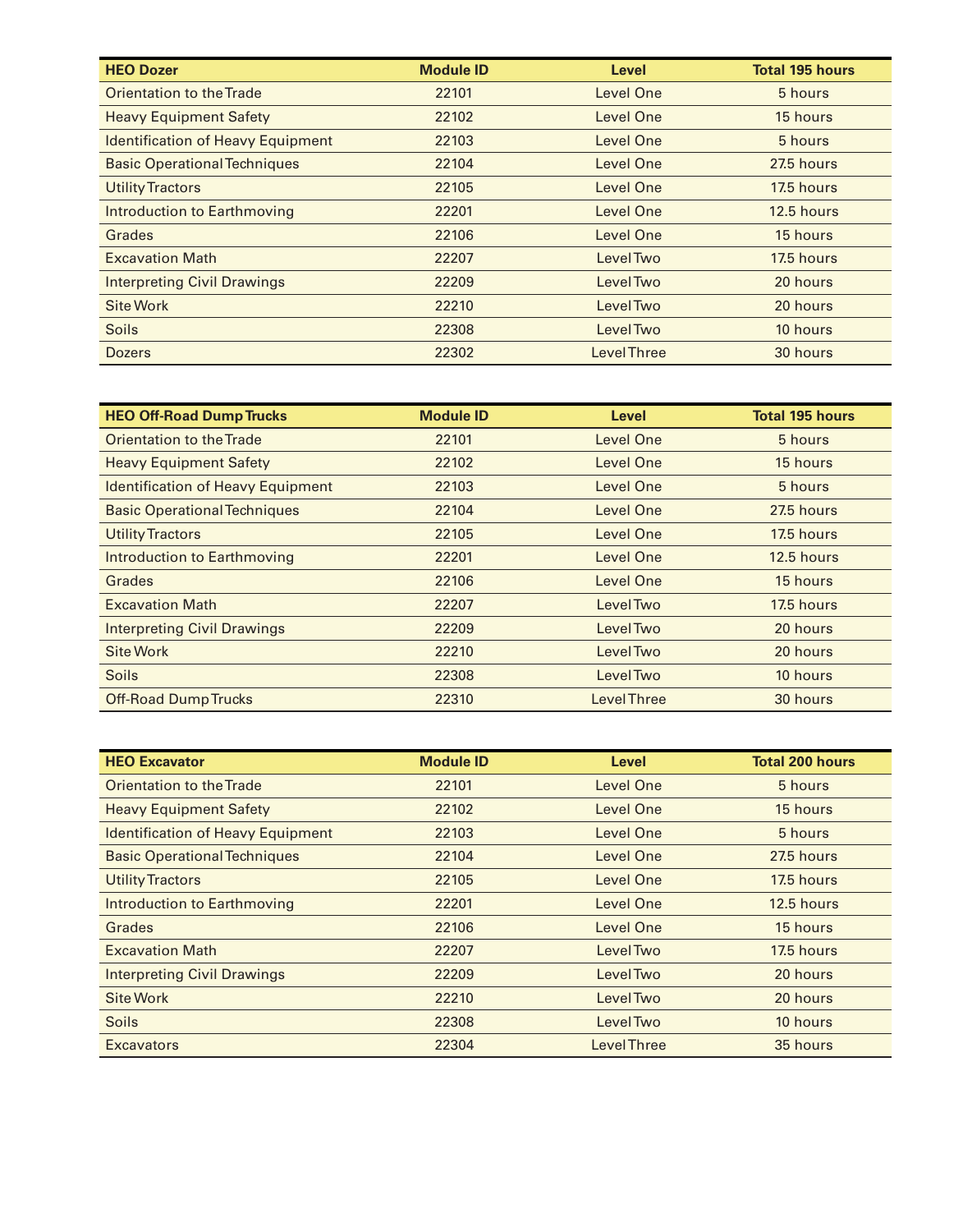| HEO Dozer | Module ID | Level | Total 195 hours |
|---|---|---|---|
| Orientation to the Trade | 22101 | Level One | 5 hours |
| Heavy Equipment Safety | 22102 | Level One | 15 hours |
| Identification of Heavy Equipment | 22103 | Level One | 5 hours |
| Basic Operational Techniques | 22104 | Level One | 27.5 hours |
| Utility Tractors | 22105 | Level One | 17.5 hours |
| Introduction to Earthmoving | 22201 | Level One | 12.5 hours |
| Grades | 22106 | Level One | 15 hours |
| Excavation Math | 22207 | Level Two | 17.5 hours |
| Interpreting Civil Drawings | 22209 | Level Two | 20 hours |
| Site Work | 22210 | Level Two | 20 hours |
| Soils | 22308 | Level Two | 10 hours |
| Dozers | 22302 | Level Three | 30 hours |

| HEO Off-Road Dump Trucks | Module ID | Level | Total 195 hours |
|---|---|---|---|
| Orientation to the Trade | 22101 | Level One | 5 hours |
| Heavy Equipment Safety | 22102 | Level One | 15 hours |
| Identification of Heavy Equipment | 22103 | Level One | 5 hours |
| Basic Operational Techniques | 22104 | Level One | 27.5 hours |
| Utility Tractors | 22105 | Level One | 17.5 hours |
| Introduction to Earthmoving | 22201 | Level One | 12.5 hours |
| Grades | 22106 | Level One | 15 hours |
| Excavation Math | 22207 | Level Two | 17.5 hours |
| Interpreting Civil Drawings | 22209 | Level Two | 20 hours |
| Site Work | 22210 | Level Two | 20 hours |
| Soils | 22308 | Level Two | 10 hours |
| Off-Road Dump Trucks | 22310 | Level Three | 30 hours |

| HEO Excavator | Module ID | Level | Total 200 hours |
|---|---|---|---|
| Orientation to the Trade | 22101 | Level One | 5 hours |
| Heavy Equipment Safety | 22102 | Level One | 15 hours |
| Identification of Heavy Equipment | 22103 | Level One | 5 hours |
| Basic Operational Techniques | 22104 | Level One | 27.5 hours |
| Utility Tractors | 22105 | Level One | 17.5 hours |
| Introduction to Earthmoving | 22201 | Level One | 12.5 hours |
| Grades | 22106 | Level One | 15 hours |
| Excavation Math | 22207 | Level Two | 17.5 hours |
| Interpreting Civil Drawings | 22209 | Level Two | 20 hours |
| Site Work | 22210 | Level Two | 20 hours |
| Soils | 22308 | Level Two | 10 hours |
| Excavators | 22304 | Level Three | 35 hours |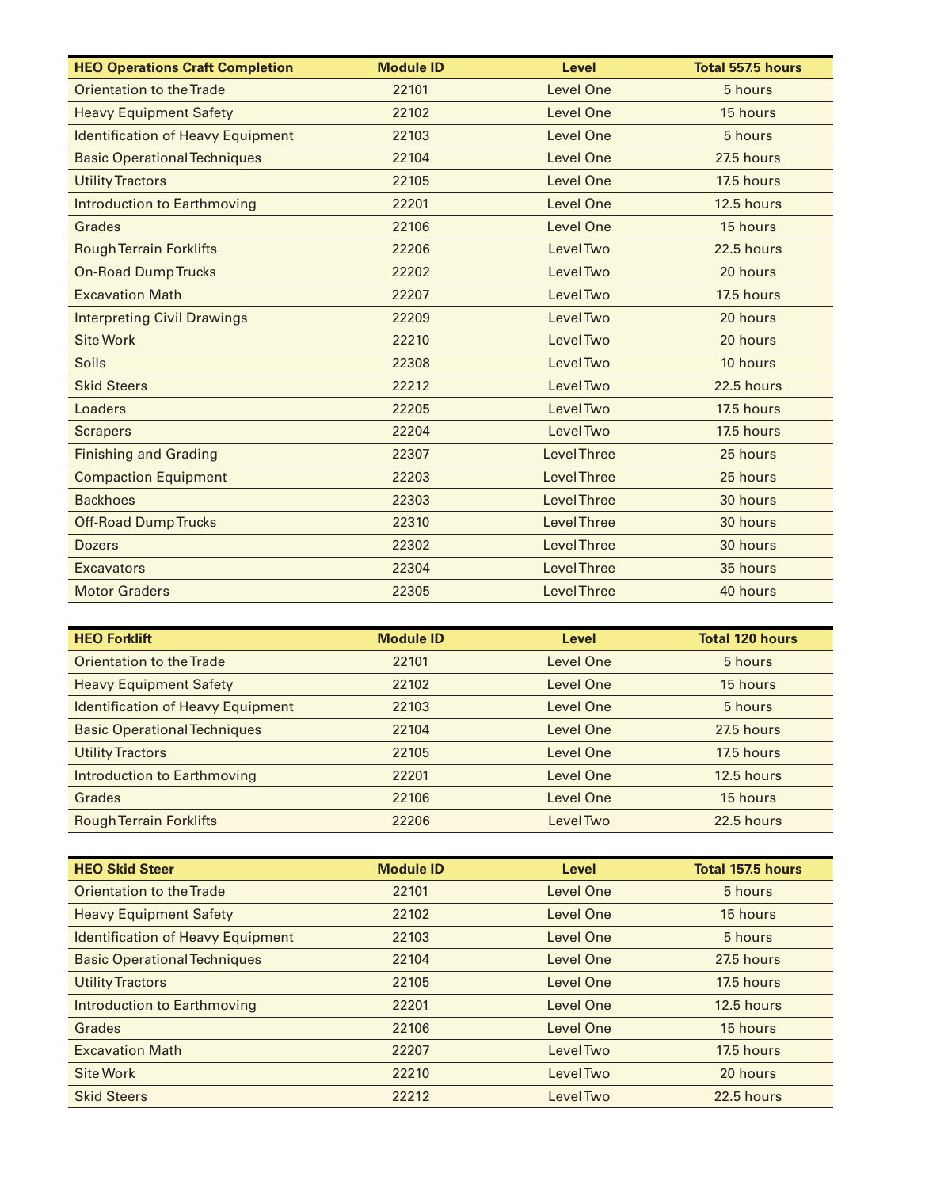| HEO Operations Craft Completion | Module ID | Level | Total 557.5 hours |
|---|---|---|---|
| Orientation to the Trade | 22101 | Level One | 5 hours |
| Heavy Equipment Safety | 22102 | Level One | 15 hours |
| Identification of Heavy Equipment | 22103 | Level One | 5 hours |
| Basic Operational Techniques | 22104 | Level One | 27.5 hours |
| Utility Tractors | 22105 | Level One | 17.5 hours |
| Introduction to Earthmoving | 22201 | Level One | 12.5 hours |
| Grades | 22106 | Level One | 15 hours |
| Rough Terrain Forklifts | 22206 | Level Two | 22.5 hours |
| On-Road Dump Trucks | 22202 | Level Two | 20 hours |
| Excavation Math | 22207 | Level Two | 17.5 hours |
| Interpreting Civil Drawings | 22209 | Level Two | 20 hours |
| Site Work | 22210 | Level Two | 20 hours |
| Soils | 22308 | Level Two | 10 hours |
| Skid Steers | 22212 | Level Two | 22.5 hours |
| Loaders | 22205 | Level Two | 17.5 hours |
| Scrapers | 22204 | Level Two | 17.5 hours |
| Finishing and Grading | 22307 | Level Three | 25 hours |
| Compaction Equipment | 22203 | Level Three | 25 hours |
| Backhoes | 22303 | Level Three | 30 hours |
| Off-Road Dump Trucks | 22310 | Level Three | 30 hours |
| Dozers | 22302 | Level Three | 30 hours |
| Excavators | 22304 | Level Three | 35 hours |
| Motor Graders | 22305 | Level Three | 40 hours |

| HEO Forklift | Module ID | Level | Total 120 hours |
|---|---|---|---|
| Orientation to the Trade | 22101 | Level One | 5 hours |
| Heavy Equipment Safety | 22102 | Level One | 15 hours |
| Identification of Heavy Equipment | 22103 | Level One | 5 hours |
| Basic Operational Techniques | 22104 | Level One | 27.5 hours |
| Utility Tractors | 22105 | Level One | 17.5 hours |
| Introduction to Earthmoving | 22201 | Level One | 12.5 hours |
| Grades | 22106 | Level One | 15 hours |
| Rough Terrain Forklifts | 22206 | Level Two | 22.5 hours |

| HEO Skid Steer | Module ID | Level | Total 157.5 hours |
|---|---|---|---|
| Orientation to the Trade | 22101 | Level One | 5 hours |
| Heavy Equipment Safety | 22102 | Level One | 15 hours |
| Identification of Heavy Equipment | 22103 | Level One | 5 hours |
| Basic Operational Techniques | 22104 | Level One | 27.5 hours |
| Utility Tractors | 22105 | Level One | 17.5 hours |
| Introduction to Earthmoving | 22201 | Level One | 12.5 hours |
| Grades | 22106 | Level One | 15 hours |
| Excavation Math | 22207 | Level Two | 17.5 hours |
| Site Work | 22210 | Level Two | 20 hours |
| Skid Steers | 22212 | Level Two | 22.5 hours |